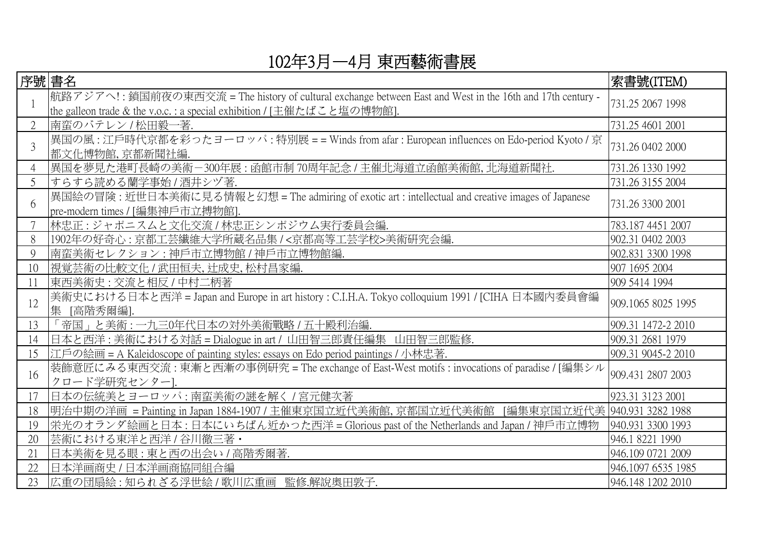# 102年3月—4月 東西藝術書展

| 序號 | 書名 | 索書號(ITEM) |
|---|---|---|
| 1 | 航路アジアへ! : 鎖国前夜の東西交流 = The history of cultural exchange between East and West in the 16th and 17th century - the galleon trade & the v.o.c. : a special exhibition / [主催たばこと塩の博物館]. | 731.25 2067 1998 |
| 2 | 南蛮のバテレン / 松田毅一著. | 731.25 4601 2001 |
| 3 | 異国の風 : 江戸時代京都を彩ったヨーロッパ : 特別展 = = Winds from afar : European influences on Edo-period Kyoto / 京都文化博物館, 京都新聞社編. | 731.26 0402 2000 |
| 4 | 異国を夢見た港町長崎の美術－300年展 : 函館市制 70周年記念 / 主催北海道立函館美術館, 北海道新聞社. | 731.26 1330 1992 |
| 5 | すらすら読める蘭学事始 / 酒井シヅ著. | 731.26 3155 2004 |
| 6 | 異国絵の冒険 : 近世日本美術に見る情報と幻想 = The admiring of exotic art : intellectual and creative images of Japanese pre-modern times / [編集神戸市立搏物館]. | 731.26 3300 2001 |
| 7 | 林忠正 : ジャポニスムと文化交流 / 林忠正シンポジウム実行委員会編. | 783.187 4451 2007 |
| 8 | 1902年の好奇心 : 京都工芸繊維大学所蔵名品集 / <京都高等工芸学校>美術研究会編. | 902.31 0402 2003 |
| 9 | 南蛮美術セレクション : 神戸市立博物館 / 神戸市立博物館編. | 902.831 3300 1998 |
| 10 | 視覚芸術の比較文化 / 武田恒夫, 辻成史, 松村昌家編. | 907 1695 2004 |
| 11 | 東西美術史 : 交流と相反 / 中村二柄著 | 909 5414 1994 |
| 12 | 美術史における日本と西洋 = Japan and Europe in art history : C.I.H.A. Tokyo colloquium 1991 / [CIHA 日本國內委員會編集 [高階秀爾編]. | 909.1065 8025 1995 |
| 13 | 「帝国」と美術 : 一九三0年代日本の対外美術戰略 / 五十殿利治編. | 909.31 1472-2 2010 |
| 14 | 日本と西洋 : 美術における対話 = Dialogue in art / 山田智三郎責任編集 山田智三郎監修. | 909.31 2681 1979 |
| 15 | 江戶の絵画 = A Kaleidoscope of painting styles: essays on Edo period paintings / 小林忠著. | 909.31 9045-2 2010 |
| 16 | 装飾意匠にみる東西交流 : 東漸と西漸の事例研究 = The exchange of East-West motifs : invocations of paradise / [編集シルクロード学研究センター]. | 909.431 2807 2003 |
| 17 | 日本の伝統美とヨーロッパ : 南蛮美術の謎を解く / 宮元健次著 | 923.31 3123 2001 |
| 18 | 明治中期の洋画 = Painting in Japan 1884-1907 / 主催東京国立近代美術館, 京都国立近代美術館 [編集東京国立近代美 | 940.931 3282 1988 |
| 19 | 栄光のオランダ絵画と日本 : 日本にいちばん近かった西洋 = Glorious past of the Netherlands and Japan / 神戸市立博物 | 940.931 3300 1993 |
| 20 | 芸術における東洋と西洋 / 谷川徹三著・ | 946.1 8221 1990 |
| 21 | 日本美術を見る眼 : 東と西の出会い / 高階秀爾著. | 946.109 0721 2009 |
| 22 | 日本洋画商史 / 日本洋画商協同組合編 | 946.1097 6535 1985 |
| 23 | 広重の団扇絵 : 知られざる浮世絵 / 歌川広重画 監修.解說奧田敦子. | 946.148 1202 2010 |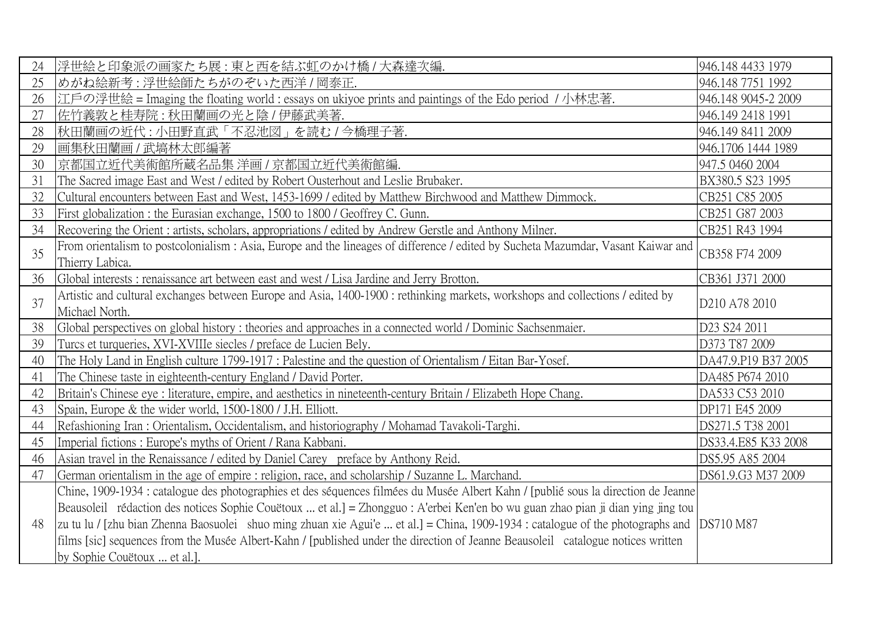| | | |
|---|---|---|
| 24 | 浮世絵と印象派の画家たち展 : 東と西を結ぶ虹のかけ橋 / 大森達次編. | 946.148 4433 1979 |
| 25 | めがね絵新考 : 浮世絵師たちがのぞいた西洋 / 岡泰正. | 946.148 7751 1992 |
| 26 | 江戸の浮世絵 = Imaging the floating world : essays on ukiyoe prints and paintings of the Edo period / 小林忠著. | 946.148 9045-2 2009 |
| 27 | 佐竹義敦と桂寿院 : 秋田蘭画の光と陰 / 伊藤武美著. | 946.149 2418 1991 |
| 28 | 秋田蘭画の近代 : 小田野直武「不忍池図」を読む / 今橋理子著. | 946.149 8411 2009 |
| 29 | 画集秋田蘭画 / 武塙林太郎編著 | 946.1706 1444 1989 |
| 30 | 京都国立近代美術館所蔵名品集 洋画 / 京都国立近代美術館編. | 947.5 0460 2004 |
| 31 | The Sacred image East and West / edited by Robert Ousterhout and Leslie Brubaker. | BX380.5 S23 1995 |
| 32 | Cultural encounters between East and West, 1453-1699 / edited by Matthew Birchwood and Matthew Dimmock. | CB251 C85 2005 |
| 33 | First globalization : the Eurasian exchange, 1500 to 1800 / Geoffrey C. Gunn. | CB251 G87 2003 |
| 34 | Recovering the Orient : artists, scholars, appropriations / edited by Andrew Gerstle and Anthony Milner. | CB251 R43 1994 |
| 35 | From orientalism to postcolonialism : Asia, Europe and the lineages of difference / edited by Sucheta Mazumdar, Vasant Kaiwar and Thierry Labica. | CB358 F74 2009 |
| 36 | Global interests : renaissance art between east and west / Lisa Jardine and Jerry Brotton. | CB361 J371 2000 |
| 37 | Artistic and cultural exchanges between Europe and Asia, 1400-1900 : rethinking markets, workshops and collections / edited by Michael North. | D210 A78 2010 |
| 38 | Global perspectives on global history : theories and approaches in a connected world / Dominic Sachsenmaier. | D23 S24 2011 |
| 39 | Turcs et turqueries, XVI-XVIIIe siecles / preface de Lucien Bely. | D373 T87 2009 |
| 40 | The Holy Land in English culture 1799-1917 : Palestine and the question of Orientalism / Eitan Bar-Yosef. | DA47.9.P19 B37 2005 |
| 41 | The Chinese taste in eighteenth-century England / David Porter. | DA485 P674 2010 |
| 42 | Britain's Chinese eye : literature, empire, and aesthetics in nineteenth-century Britain / Elizabeth Hope Chang. | DA533 C53 2010 |
| 43 | Spain, Europe & the wider world, 1500-1800 / J.H. Elliott. | DP171 E45 2009 |
| 44 | Refashioning Iran : Orientalism, Occidentalism, and historiography / Mohamad Tavakoli-Targhi. | DS271.5 T38 2001 |
| 45 | Imperial fictions : Europe's myths of Orient / Rana Kabbani. | DS33.4.E85 K33 2008 |
| 46 | Asian travel in the Renaissance / edited by Daniel Carey preface by Anthony Reid. | DS5.95 A85 2004 |
| 47 | German orientalism in the age of empire : religion, race, and scholarship / Suzanne L. Marchand. | DS61.9.G3 M37 2009 |
| 48 | Chine, 1909-1934 : catalogue des photographies et des séquences filmées du Musée Albert Kahn / [publié sous la direction de Jeanne Beausoleil rédaction des notices Sophie Couëtoux ... et al.] = Zhongguo : A'erbei Ken'en bo wu guan zhao pian ji dian ying jing tou zu tu lu / [zhu bian Zhenna Baosuolei shuo ming zhuan xie Agui'e ... et al.] = China, 1909-1934 : catalogue of the photographs and films [sic] sequences from the Musée Albert-Kahn / [published under the direction of Jeanne Beausoleil catalogue notices written by Sophie Couëtoux ... et al.]. | DS710 M87 |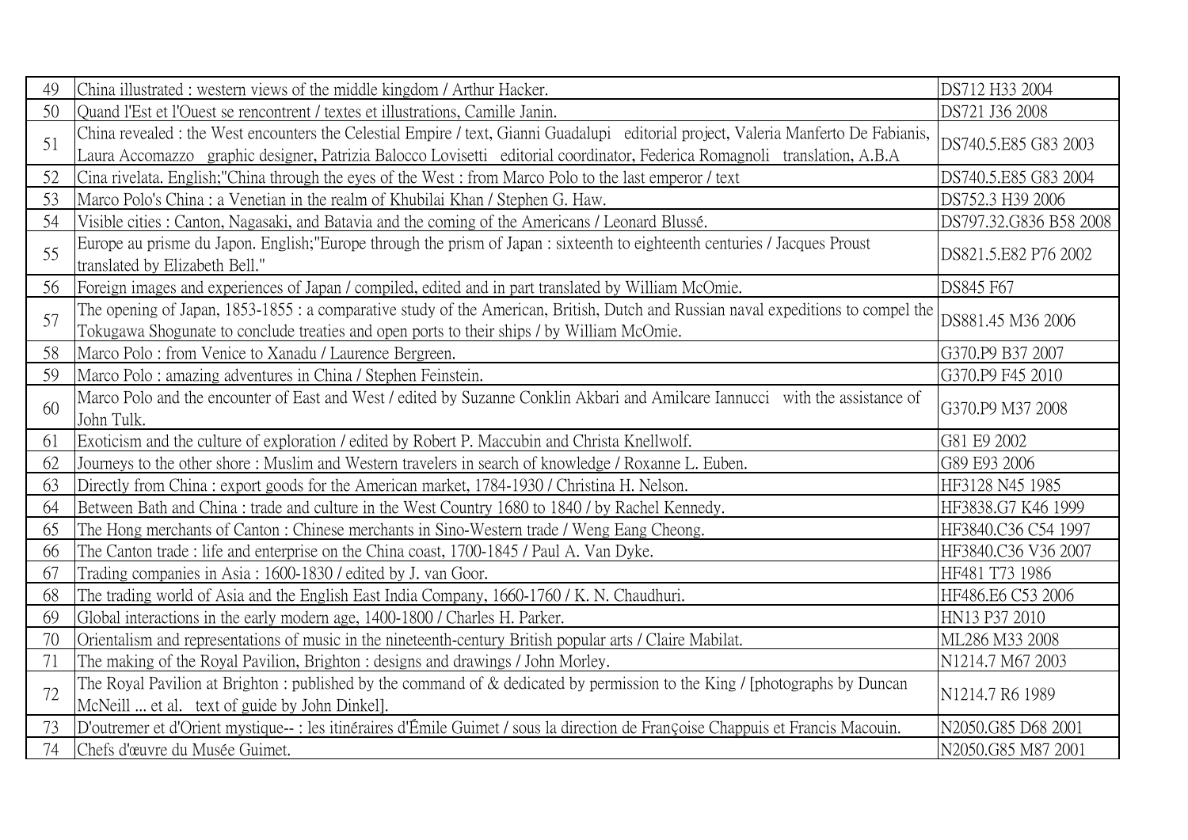| | | |
|---|---|---|
| 49 | China illustrated : western views of the middle kingdom / Arthur Hacker. | DS712 H33 2004 |
| 50 | Quand l'Est et l'Ouest se rencontrent / textes et illustrations, Camille Janin. | DS721 J36 2008 |
| 51 | China revealed : the West encounters the Celestial Empire / text, Gianni Guadalupi editorial project, Valeria Manferto De Fabianis, Laura Accomazzo graphic designer, Patrizia Balocco Lovisetti editorial coordinator, Federica Romagnoli translation, A.B.A | DS740.5.E85 G83 2003 |
| 52 | Cina rivelata. English;"China through the eyes of the West : from Marco Polo to the last emperor / text | DS740.5.E85 G83 2004 |
| 53 | Marco Polo's China : a Venetian in the realm of Khubilai Khan / Stephen G. Haw. | DS752.3 H39 2006 |
| 54 | Visible cities : Canton, Nagasaki, and Batavia and the coming of the Americans / Leonard Blussé. | DS797.32.G836 B58 2008 |
| 55 | Europe au prisme du Japon. English;"Europe through the prism of Japan : sixteenth to eighteenth centuries / Jacques Proust translated by Elizabeth Bell." | DS821.5.E82 P76 2002 |
| 56 | Foreign images and experiences of Japan / compiled, edited and in part translated by William McOmie. | DS845 F67 |
| 57 | The opening of Japan, 1853-1855 : a comparative study of the American, British, Dutch and Russian naval expeditions to compel the Tokugawa Shogunate to conclude treaties and open ports to their ships / by William McOmie. | DS881.45 M36 2006 |
| 58 | Marco Polo : from Venice to Xanadu / Laurence Bergreen. | G370.P9 B37 2007 |
| 59 | Marco Polo : amazing adventures in China / Stephen Feinstein. | G370.P9 F45 2010 |
| 60 | Marco Polo and the encounter of East and West / edited by Suzanne Conklin Akbari and Amilcare Iannucci with the assistance of John Tulk. | G370.P9 M37 2008 |
| 61 | Exoticism and the culture of exploration / edited by Robert P. Maccubin and Christa Knellwolf. | G81 E9 2002 |
| 62 | Journeys to the other shore : Muslim and Western travelers in search of knowledge / Roxanne L. Euben. | G89 E93 2006 |
| 63 | Directly from China : export goods for the American market, 1784-1930 / Christina H. Nelson. | HF3128 N45 1985 |
| 64 | Between Bath and China : trade and culture in the West Country 1680 to 1840 / by Rachel Kennedy. | HF3838.G7 K46 1999 |
| 65 | The Hong merchants of Canton : Chinese merchants in Sino-Western trade / Weng Eang Cheong. | HF3840.C36 C54 1997 |
| 66 | The Canton trade : life and enterprise on the China coast, 1700-1845 / Paul A. Van Dyke. | HF3840.C36 V36 2007 |
| 67 | Trading companies in Asia : 1600-1830 / edited by J. van Goor. | HF481 T73 1986 |
| 68 | The trading world of Asia and the English East India Company, 1660-1760 / K. N. Chaudhuri. | HF486.E6 C53 2006 |
| 69 | Global interactions in the early modern age, 1400-1800 / Charles H. Parker. | HN13 P37 2010 |
| 70 | Orientalism and representations of music in the nineteenth-century British popular arts / Claire Mabilat. | ML286 M33 2008 |
| 71 | The making of the Royal Pavilion, Brighton : designs and drawings / John Morley. | N1214.7 M67 2003 |
| 72 | The Royal Pavilion at Brighton : published by the command of & dedicated by permission to the King / [photographs by Duncan McNeill ... et al. text of guide by John Dinkel]. | N1214.7 R6 1989 |
| 73 | D'outremer et d'Orient mystique-- : les itinéraires d'Émile Guimet / sous la direction de Françoise Chappuis et Francis Macouin. | N2050.G85 D68 2001 |
| 74 | Chefs d'œuvre du Musée Guimet. | N2050.G85 M87 2001 |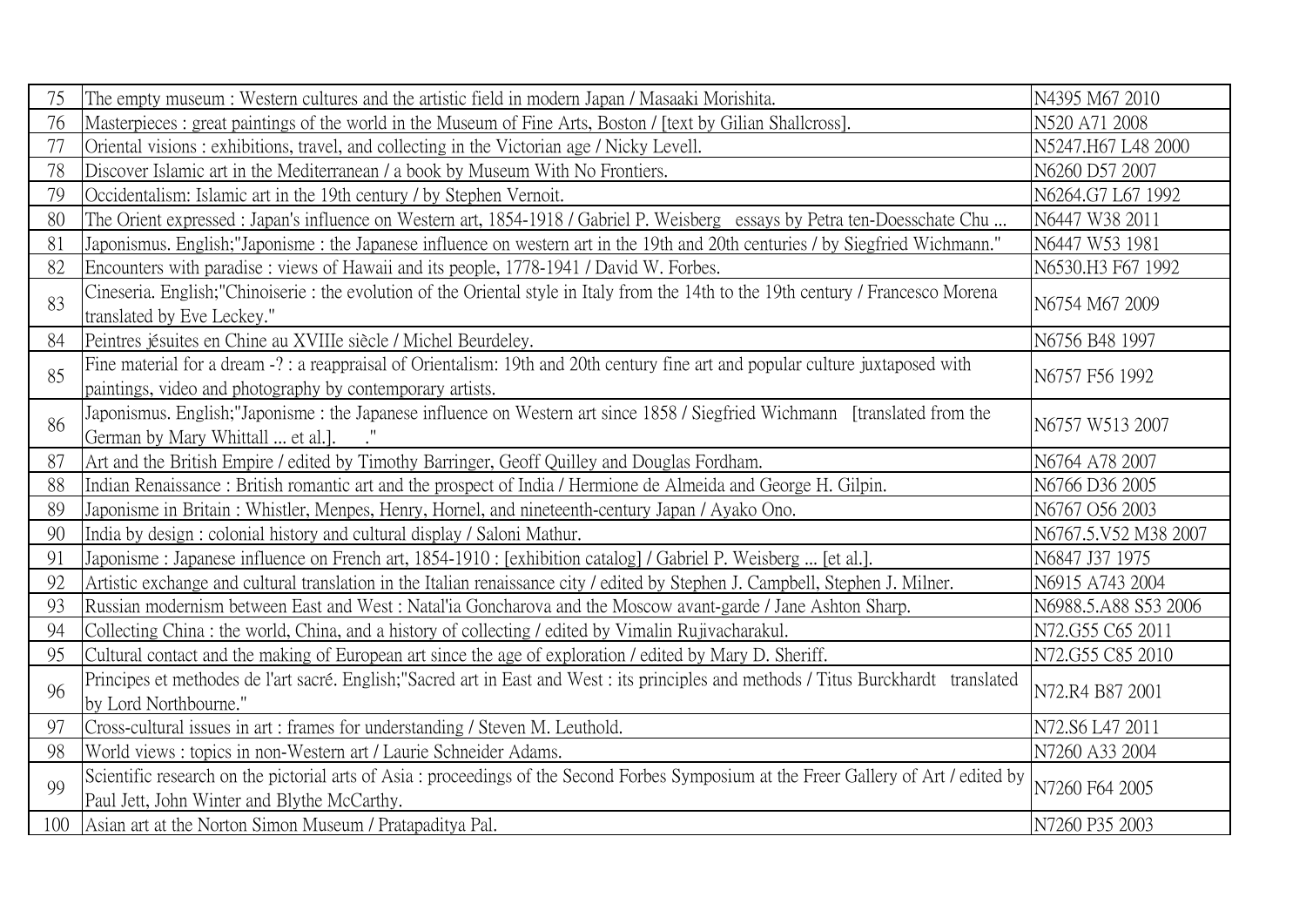| 75 | The empty museum : Western cultures and the artistic field in modern Japan / Masaaki Morishita. | N4395 M67 2010 |
|---|---|---|
| 76 | Masterpieces : great paintings of the world in the Museum of Fine Arts, Boston / [text by Gilian Shallcross]. | N520 A71 2008 |
| 77 | Oriental visions : exhibitions, travel, and collecting in the Victorian age / Nicky Levell. | N5247.H67 L48 2000 |
| 78 | Discover Islamic art in the Mediterranean / a book by Museum With No Frontiers. | N6260 D57 2007 |
| 79 | Occidentalism: Islamic art in the 19th century / by Stephen Vernoit. | N6264.G7 L67 1992 |
| 80 | The Orient expressed : Japan's influence on Western art, 1854-1918 / Gabriel P. Weisberg essays by Petra ten-Doesschate Chu ... | N6447 W38 2011 |
| 81 | Japonismus. English;"Japonisme : the Japanese influence on western art in the 19th and 20th centuries / by Siegfried Wichmann." | N6447 W53 1981 |
| 82 | Encounters with paradise : views of Hawaii and its people, 1778-1941 / David W. Forbes. | N6530.H3 F67 1992 |
| 83 | Cineseria. English;"Chinoiserie : the evolution of the Oriental style in Italy from the 14th to the 19th century / Francesco Morena translated by Eve Leckey." | N6754 M67 2009 |
| 84 | Peintres jésuites en Chine au XVIIIe siècle / Michel Beurdeley. | N6756 B48 1997 |
| 85 | Fine material for a dream -? : a reappraisal of Orientalism: 19th and 20th century fine art and popular culture juxtaposed with paintings, video and photography by contemporary artists. | N6757 F56 1992 |
| 86 | Japonismus. English;"Japonisme : the Japanese influence on Western art since 1858 / Siegfried Wichmann [translated from the German by Mary Whittall ... et al.]. ." | N6757 W513 2007 |
| 87 | Art and the British Empire / edited by Timothy Barringer, Geoff Quilley and Douglas Fordham. | N6764 A78 2007 |
| 88 | Indian Renaissance : British romantic art and the prospect of India / Hermione de Almeida and George H. Gilpin. | N6766 D36 2005 |
| 89 | Japonisme in Britain : Whistler, Menpes, Henry, Hornel, and nineteenth-century Japan / Ayako Ono. | N6767 O56 2003 |
| 90 | India by design : colonial history and cultural display / Saloni Mathur. | N6767.5.V52 M38 2007 |
| 91 | Japonisme : Japanese influence on French art, 1854-1910 : [exhibition catalog] / Gabriel P. Weisberg ... [et al.]. | N6847 J37 1975 |
| 92 | Artistic exchange and cultural translation in the Italian renaissance city / edited by Stephen J. Campbell, Stephen J. Milner. | N6915 A743 2004 |
| 93 | Russian modernism between East and West : Natal'ia Goncharova and the Moscow avant-garde / Jane Ashton Sharp. | N6988.5.A88 S53 2006 |
| 94 | Collecting China : the world, China, and a history of collecting / edited by Vimalin Rujivacharakul. | N72.G55 C65 2011 |
| 95 | Cultural contact and the making of European art since the age of exploration / edited by Mary D. Sheriff. | N72.G55 C85 2010 |
| 96 | Principes et methodes de l'art sacré. English;"Sacred art in East and West : its principles and methods / Titus Burckhardt translated by Lord Northbourne." | N72.R4 B87 2001 |
| 97 | Cross-cultural issues in art : frames for understanding / Steven M. Leuthold. | N72.S6 L47 2011 |
| 98 | World views : topics in non-Western art / Laurie Schneider Adams. | N7260 A33 2004 |
| 99 | Scientific research on the pictorial arts of Asia : proceedings of the Second Forbes Symposium at the Freer Gallery of Art / edited by Paul Jett, John Winter and Blythe McCarthy. | N7260 F64 2005 |
| 100 | Asian art at the Norton Simon Museum / Pratapaditya Pal. | N7260 P35 2003 |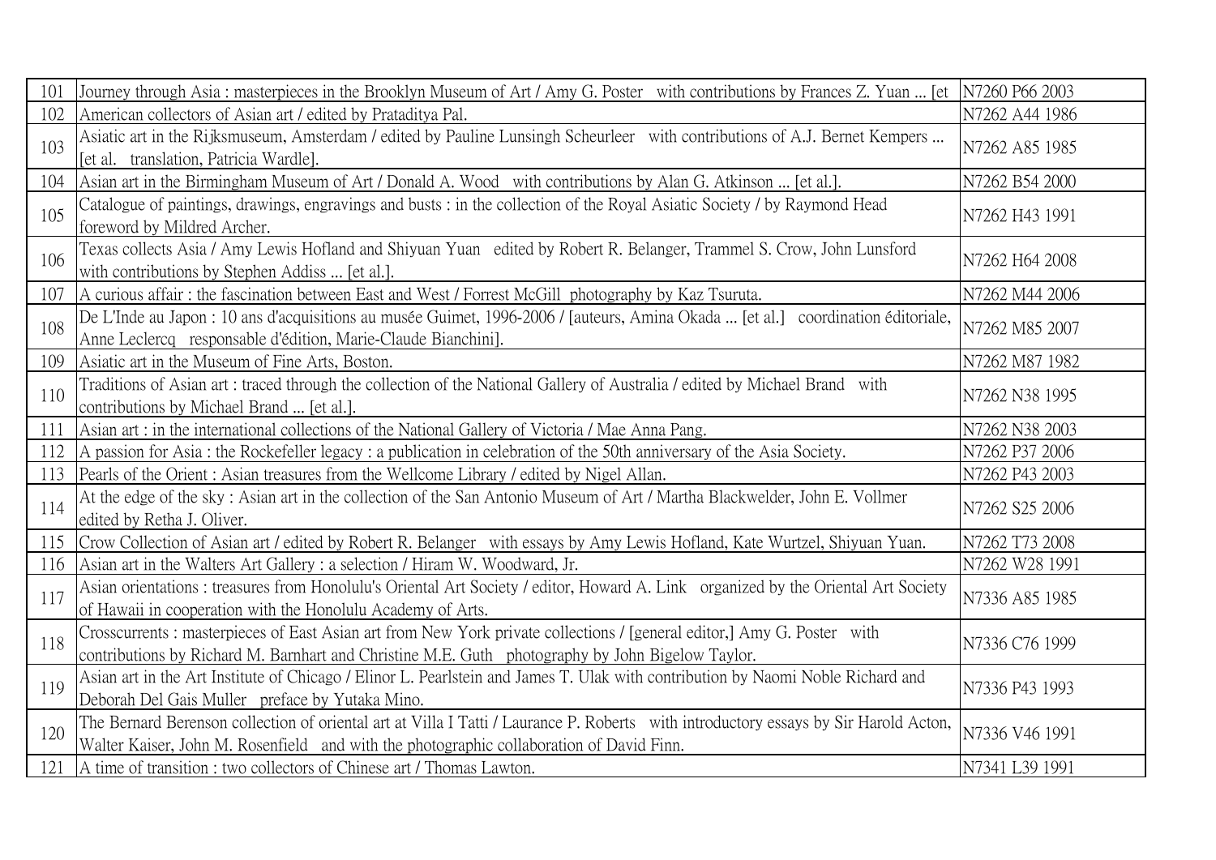| | | |
|---|---|---|
| 101 | Journey through Asia : masterpieces in the Brooklyn Museum of Art / Amy G. Poster with contributions by Frances Z. Yuan ... [et | N7260 P66 2003 |
| 102 | American collectors of Asian art / edited by Pratapaditya Pal. | N7262 A44 1986 |
| 103 | Asiatic art in the Rijksmuseum, Amsterdam / edited by Pauline Lunsingh Scheurleer with contributions of A.J. Bernet Kempers ... [et al. translation, Patricia Wardle]. | N7262 A85 1985 |
| 104 | Asian art in the Birmingham Museum of Art / Donald A. Wood with contributions by Alan G. Atkinson ... [et al.]. | N7262 B54 2000 |
| 105 | Catalogue of paintings, drawings, engravings and busts : in the collection of the Royal Asiatic Society / by Raymond Head foreword by Mildred Archer. | N7262 H43 1991 |
| 106 | Texas collects Asia / Amy Lewis Hofland and Shiyuan Yuan edited by Robert R. Belanger, Trammel S. Crow, John Lunsford with contributions by Stephen Addiss ... [et al.]. | N7262 H64 2008 |
| 107 | A curious affair : the fascination between East and West / Forrest McGill photography by Kaz Tsuruta. | N7262 M44 2006 |
| 108 | De L'Inde au Japon : 10 ans d'acquisitions au musée Guimet, 1996-2006 / [auteurs, Amina Okada ... [et al.] coordination éditoriale, Anne Leclercq responsable d'édition, Marie-Claude Bianchini]. | N7262 M85 2007 |
| 109 | Asiatic art in the Museum of Fine Arts, Boston. | N7262 M87 1982 |
| 110 | Traditions of Asian art : traced through the collection of the National Gallery of Australia / edited by Michael Brand with contributions by Michael Brand ... [et al.]. | N7262 N38 1995 |
| 111 | Asian art : in the international collections of the National Gallery of Victoria / Mae Anna Pang. | N7262 N38 2003 |
| 112 | A passion for Asia : the Rockefeller legacy : a publication in celebration of the 50th anniversary of the Asia Society. | N7262 P37 2006 |
| 113 | Pearls of the Orient : Asian treasures from the Wellcome Library / edited by Nigel Allan. | N7262 P43 2003 |
| 114 | At the edge of the sky : Asian art in the collection of the San Antonio Museum of Art / Martha Blackwelder, John E. Vollmer edited by Retha J. Oliver. | N7262 S25 2006 |
| 115 | Crow Collection of Asian art / edited by Robert R. Belanger with essays by Amy Lewis Hofland, Kate Wurtzel, Shiyuan Yuan. | N7262 T73 2008 |
| 116 | Asian art in the Walters Art Gallery : a selection / Hiram W. Woodward, Jr. | N7262 W28 1991 |
| 117 | Asian orientations : treasures from Honolulu's Oriental Art Society / editor, Howard A. Link organized by the Oriental Art Society of Hawaii in cooperation with the Honolulu Academy of Arts. | N7336 A85 1985 |
| 118 | Crosscurrents : masterpieces of East Asian art from New York private collections / [general editor,] Amy G. Poster with contributions by Richard M. Barnhart and Christine M.E. Guth photography by John Bigelow Taylor. | N7336 C76 1999 |
| 119 | Asian art in the Art Institute of Chicago / Elinor L. Pearlstein and James T. Ulak with contribution by Naomi Noble Richard and Deborah Del Gais Muller preface by Yutaka Mino. | N7336 P43 1993 |
| 120 | The Bernard Berenson collection of oriental art at Villa I Tatti / Laurance P. Roberts with introductory essays by Sir Harold Acton, Walter Kaiser, John M. Rosenfield and with the photographic collaboration of David Finn. | N7336 V46 1991 |
| 121 | A time of transition : two collectors of Chinese art / Thomas Lawton. | N7341 L39 1991 |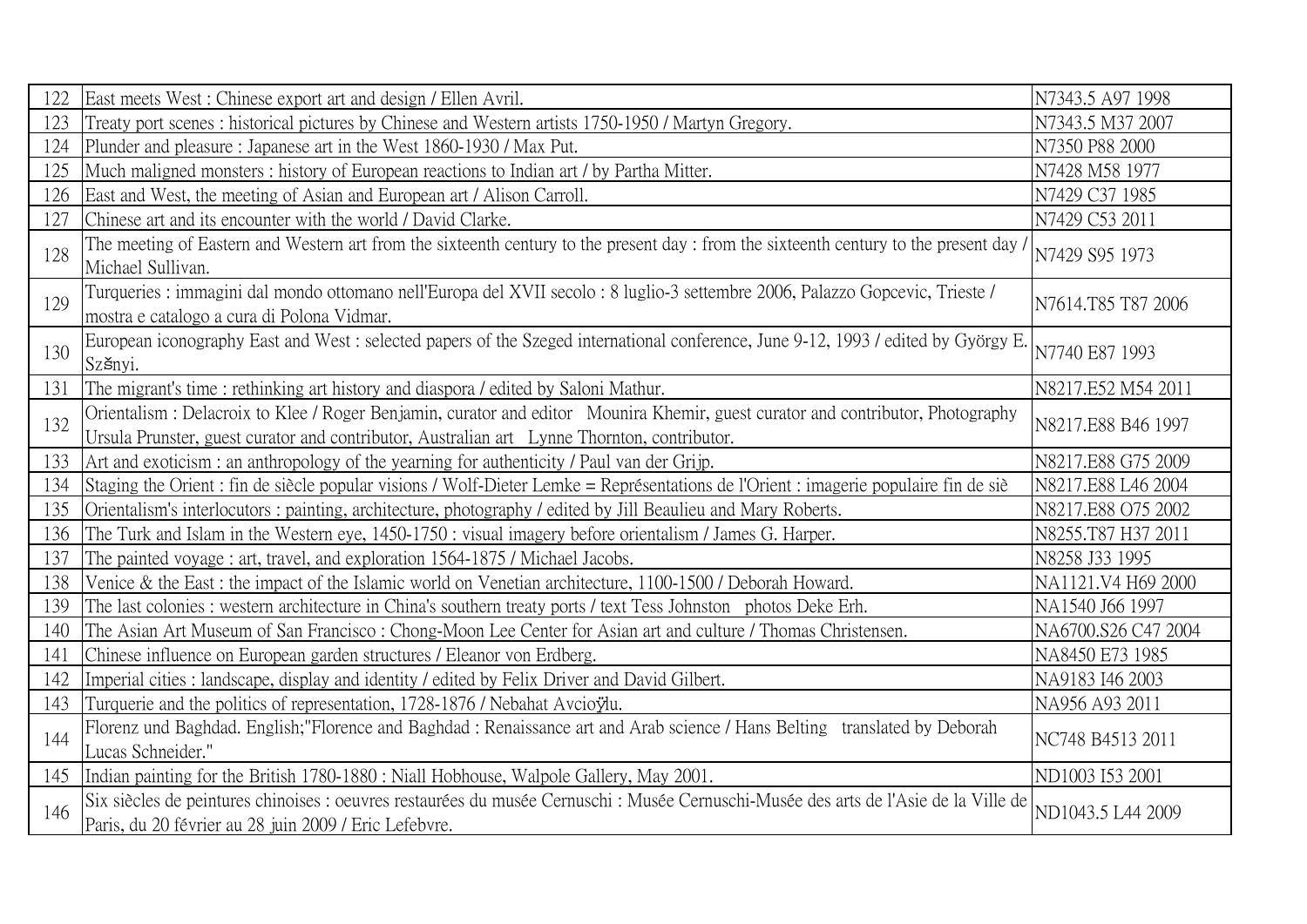| | | |
|---|---|---|
| 122 | East meets West : Chinese export art and design / Ellen Avril. | N7343.5 A97 1998 |
| 123 | Treaty port scenes : historical pictures by Chinese and Western artists 1750-1950 / Martyn Gregory. | N7343.5 M37 2007 |
| 124 | Plunder and pleasure : Japanese art in the West 1860-1930 / Max Put. | N7350 P88 2000 |
| 125 | Much maligned monsters : history of European reactions to Indian art / by Partha Mitter. | N7428 M58 1977 |
| 126 | East and West, the meeting of Asian and European art / Alison Carroll. | N7429 C37 1985 |
| 127 | Chinese art and its encounter with the world / David Clarke. | N7429 C53 2011 |
| 128 | The meeting of Eastern and Western art from the sixteenth century to the present day : from the sixteenth century to the present day / Michael Sullivan. | N7429 S95 1973 |
| 129 | Turqueries : immagini dal mondo ottomano nell'Europa del XVII secolo : 8 luglio-3 settembre 2006, Palazzo Gopcevic, Trieste / mostra e catalogo a cura di Polona Vidmar. | N7614.T85 T87 2006 |
| 130 | European iconography East and West : selected papers of the Szeged international conference, June 9-12, 1993 / edited by György E. Szŝnyi. | N7740 E87 1993 |
| 131 | The migrant's time : rethinking art history and diaspora / edited by Saloni Mathur. | N8217.E52 M54 2011 |
| 132 | Orientalism : Delacroix to Klee / Roger Benjamin, curator and editor Mounira Khemir, guest curator and contributor, Photography Ursula Prunster, guest curator and contributor, Australian art Lynne Thornton, contributor. | N8217.E88 B46 1997 |
| 133 | Art and exoticism : an anthropology of the yearning for authenticity / Paul van der Grijp. | N8217.E88 G75 2009 |
| 134 | Staging the Orient : fin de siècle popular visions / Wolf-Dieter Lemke = Représentations de l'Orient : imagerie populaire fin de siè | N8217.E88 L46 2004 |
| 135 | Orientalism's interlocutors : painting, architecture, photography / edited by Jill Beaulieu and Mary Roberts. | N8217.E88 O75 2002 |
| 136 | The Turk and Islam in the Western eye, 1450-1750 : visual imagery before orientalism / James G. Harper. | N8255.T87 H37 2011 |
| 137 | The painted voyage : art, travel, and exploration 1564-1875 / Michael Jacobs. | N8258 J33 1995 |
| 138 | Venice & the East : the impact of the Islamic world on Venetian architecture, 1100-1500 / Deborah Howard. | NA1121.V4 H69 2000 |
| 139 | The last colonies : western architecture in China's southern treaty ports / text Tess Johnston photos Deke Erh. | NA1540 J66 1997 |
| 140 | The Asian Art Museum of San Francisco : Chong-Moon Lee Center for Asian art and culture / Thomas Christensen. | NA6700.S26 C47 2004 |
| 141 | Chinese influence on European garden structures / Eleanor von Erdberg. | NA8450 E73 1985 |
| 142 | Imperial cities : landscape, display and identity / edited by Felix Driver and David Gilbert. | NA9183 I46 2003 |
| 143 | Turquerie and the politics of representation, 1728-1876 / Nebahat Avcioÿlu. | NA956 A93 2011 |
| 144 | Florenz und Baghdad. English;"Florence and Baghdad : Renaissance art and Arab science / Hans Belting translated by Deborah Lucas Schneider." | NC748 B4513 2011 |
| 145 | Indian painting for the British 1780-1880 : Niall Hobhouse, Walpole Gallery, May 2001. | ND1003 I53 2001 |
| 146 | Six siècles de peintures chinoises : oeuvres restaurées du musée Cernuschi : Musée Cernuschi-Musée des arts de l'Asie de la Ville de Paris, du 20 février au 28 juin 2009 / Eric Lefebvre. | ND1043.5 L44 2009 |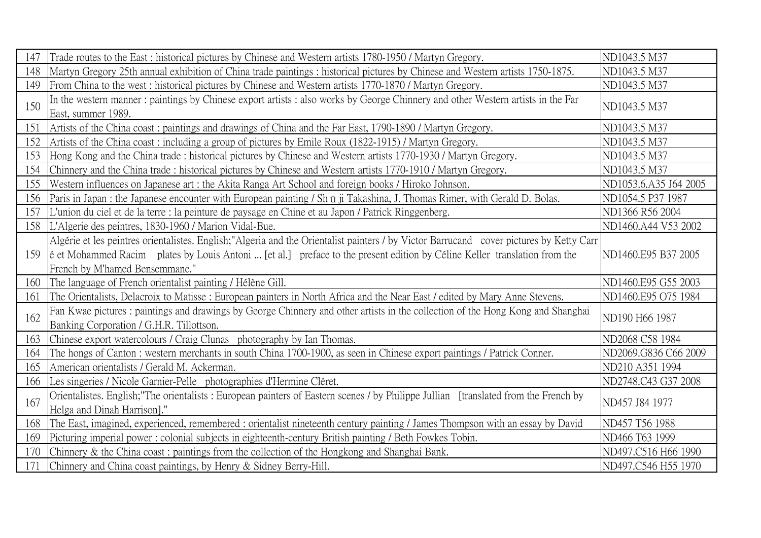| 147 | Trade routes to the East : historical pictures by Chinese and Western artists 1780-1950 / Martyn Gregory. | ND1043.5 M37 |
|---|---|---|
| 148 | Martyn Gregory 25th annual exhibition of China trade paintings : historical pictures by Chinese and Western artists 1750-1875. | ND1043.5 M37 |
| 149 | From China to the west : historical pictures by Chinese and Western artists 1770-1870 / Martyn Gregory. | ND1043.5 M37 |
| 150 | In the western manner : paintings by Chinese export artists : also works by George Chinnery and other Western artists in the Far East, summer 1989. | ND1043.5 M37 |
| 151 | Artists of the China coast : paintings and drawings of China and the Far East, 1790-1890 / Martyn Gregory. | ND1043.5 M37 |
| 152 | Artists of the China coast : including a group of pictures by Emile Roux (1822-1915) / Martyn Gregory. | ND1043.5 M37 |
| 153 | Hong Kong and the China trade : historical pictures by Chinese and Western artists 1770-1930 / Martyn Gregory. | ND1043.5 M37 |
| 154 | Chinnery and the China trade : historical pictures by Chinese and Western artists 1770-1910 / Martyn Gregory. | ND1043.5 M37 |
| 155 | Western influences on Japanese art : the Akita Ranga Art School and foreign books / Hiroko Johnson. | ND1053.6.A35 J64 2005 |
| 156 | Paris in Japan : the Japanese encounter with European painting / Sh ū ji Takashina, J. Thomas Rimer, with Gerald D. Bolas. | ND1054.5 P37 1987 |
| 157 | L'union du ciel et de la terre : la peinture de paysage en Chine et au Japon / Patrick Ringgenberg. | ND1366 R56 2004 |
| 158 | L'Algerie des peintres, 1830-1960 / Marion Vidal-Bue. | ND1460.A44 V53 2002 |
| 159 | Algérie et les peintres orientalistes. English;"Algeria and the Orientalist painters / by Victor Barrucand cover pictures by Ketty Carr é et Mohammed Racim plates by Louis Antoni ... [et al.] preface to the present edition by Céline Keller translation from the French by M'hamed Bensemmane." | ND1460.E95 B37 2005 |
| 160 | The language of French orientalist painting / Hélène Gill. | ND1460.E95 G55 2003 |
| 161 | The Orientalists, Delacroix to Matisse : European painters in North Africa and the Near East / edited by Mary Anne Stevens. | ND1460.E95 O75 1984 |
| 162 | Fan Kwae pictures : paintings and drawings by George Chinnery and other artists in the collection of the Hong Kong and Shanghai Banking Corporation / G.H.R. Tillottson. | ND190 H66 1987 |
| 163 | Chinese export watercolours / Craig Clunas photography by Ian Thomas. | ND2068 C58 1984 |
| 164 | The hongs of Canton : western merchants in south China 1700-1900, as seen in Chinese export paintings / Patrick Conner. | ND2069.G836 C66 2009 |
| 165 | American orientalists / Gerald M. Ackerman. | ND210 A351 1994 |
| 166 | Les singeries / Nicole Garnier-Pelle photographies d'Hermine Cléret. | ND2748.C43 G37 2008 |
| 167 | Orientalistes. English;"The orientalists : European painters of Eastern scenes / by Philippe Jullian [translated from the French by Helga and Dinah Harrison]." | ND457 J84 1977 |
| 168 | The East, imagined, experienced, remembered : orientalist nineteenth century painting / James Thompson with an essay by David | ND457 T56 1988 |
| 169 | Picturing imperial power : colonial subjects in eighteenth-century British painting / Beth Fowkes Tobin. | ND466 T63 1999 |
| 170 | Chinnery & the China coast : paintings from the collection of the Hongkong and Shanghai Bank. | ND497.C516 H66 1990 |
| 171 | Chinnery and China coast paintings, by Henry & Sidney Berry-Hill. | ND497.C546 H55 1970 |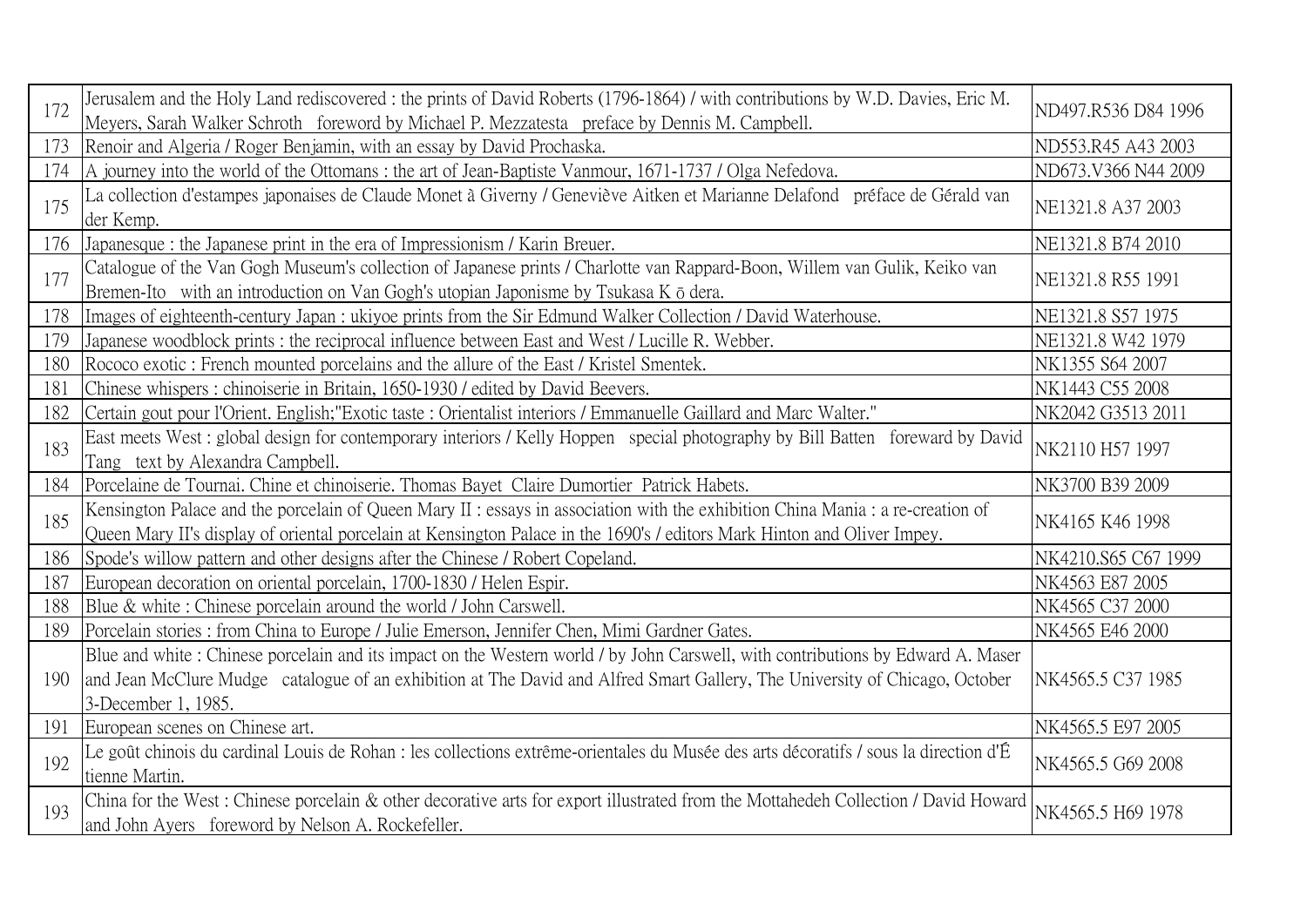| 172 | Jerusalem and the Holy Land rediscovered : the prints of David Roberts (1796-1864) / with contributions by W.D. Davies, Eric M. Meyers, Sarah Walker Schroth foreword by Michael P. Mezzatesta preface by Dennis M. Campbell. | ND497.R536 D84 1996 |
|---|---|---|
| 173 | Renoir and Algeria / Roger Benjamin, with an essay by David Prochaska. | ND553.R45 A43 2003 |
| 174 | A journey into the world of the Ottomans : the art of Jean-Baptiste Vanmour, 1671-1737 / Olga Nefedova. | ND673.V366 N44 2009 |
| 175 | La collection d'estampes japonaises de Claude Monet à Giverny / Geneviève Aitken et Marianne Delafond préface de Gérald van der Kemp. | NE1321.8 A37 2003 |
| 176 | Japanesque : the Japanese print in the era of Impressionism / Karin Breuer. | NE1321.8 B74 2010 |
| 177 | Catalogue of the Van Gogh Museum's collection of Japanese prints / Charlotte van Rappard-Boon, Willem van Gulik, Keiko van Bremen-Ito with an introduction on Van Gogh's utopian Japonisme by Tsukasa K ō dera. | NE1321.8 R55 1991 |
| 178 | Images of eighteenth-century Japan : ukiyoe prints from the Sir Edmund Walker Collection / David Waterhouse. | NE1321.8 S57 1975 |
| 179 | Japanese woodblock prints : the reciprocal influence between East and West / Lucille R. Webber. | NE1321.8 W42 1979 |
| 180 | Rococo exotic : French mounted porcelains and the allure of the East / Kristel Smentek. | NK1355 S64 2007 |
| 181 | Chinese whispers : chinoiserie in Britain, 1650-1930 / edited by David Beevers. | NK1443 C55 2008 |
| 182 | Certain gout pour l'Orient. English;"Exotic taste : Orientalist interiors / Emmanuelle Gaillard and Marc Walter." | NK2042 G3513 2011 |
| 183 | East meets West : global design for contemporary interiors / Kelly Hoppen special photography by Bill Batten foreward by David Tang text by Alexandra Campbell. | NK2110 H57 1997 |
| 184 | Porcelaine de Tournai. Chine et chinoiserie. Thomas Bayet Claire Dumortier Patrick Habets. | NK3700 B39 2009 |
| 185 | Kensington Palace and the porcelain of Queen Mary II : essays in association with the exhibition China Mania : a re-creation of Queen Mary II's display of oriental porcelain at Kensington Palace in the 1690's / editors Mark Hinton and Oliver Impey. | NK4165 K46 1998 |
| 186 | Spode's willow pattern and other designs after the Chinese / Robert Copeland. | NK4210.S65 C67 1999 |
| 187 | European decoration on oriental porcelain, 1700-1830 / Helen Espir. | NK4563 E87 2005 |
| 188 | Blue & white : Chinese porcelain around the world / John Carswell. | NK4565 C37 2000 |
| 189 | Porcelain stories : from China to Europe / Julie Emerson, Jennifer Chen, Mimi Gardner Gates. | NK4565 E46 2000 |
| 190 | Blue and white : Chinese porcelain and its impact on the Western world / by John Carswell, with contributions by Edward A. Maser and Jean McClure Mudge catalogue of an exhibition at The David and Alfred Smart Gallery, The University of Chicago, October 3-December 1, 1985. | NK4565.5 C37 1985 |
| 191 | European scenes on Chinese art. | NK4565.5 E97 2005 |
| 192 | Le goût chinois du cardinal Louis de Rohan : les collections extrême-orientales du Musée des arts décoratifs / sous la direction d'Étienne Martin. | NK4565.5 G69 2008 |
| 193 | China for the West : Chinese porcelain & other decorative arts for export illustrated from the Mottahedeh Collection / David Howard and John Ayers foreword by Nelson A. Rockefeller. | NK4565.5 H69 1978 |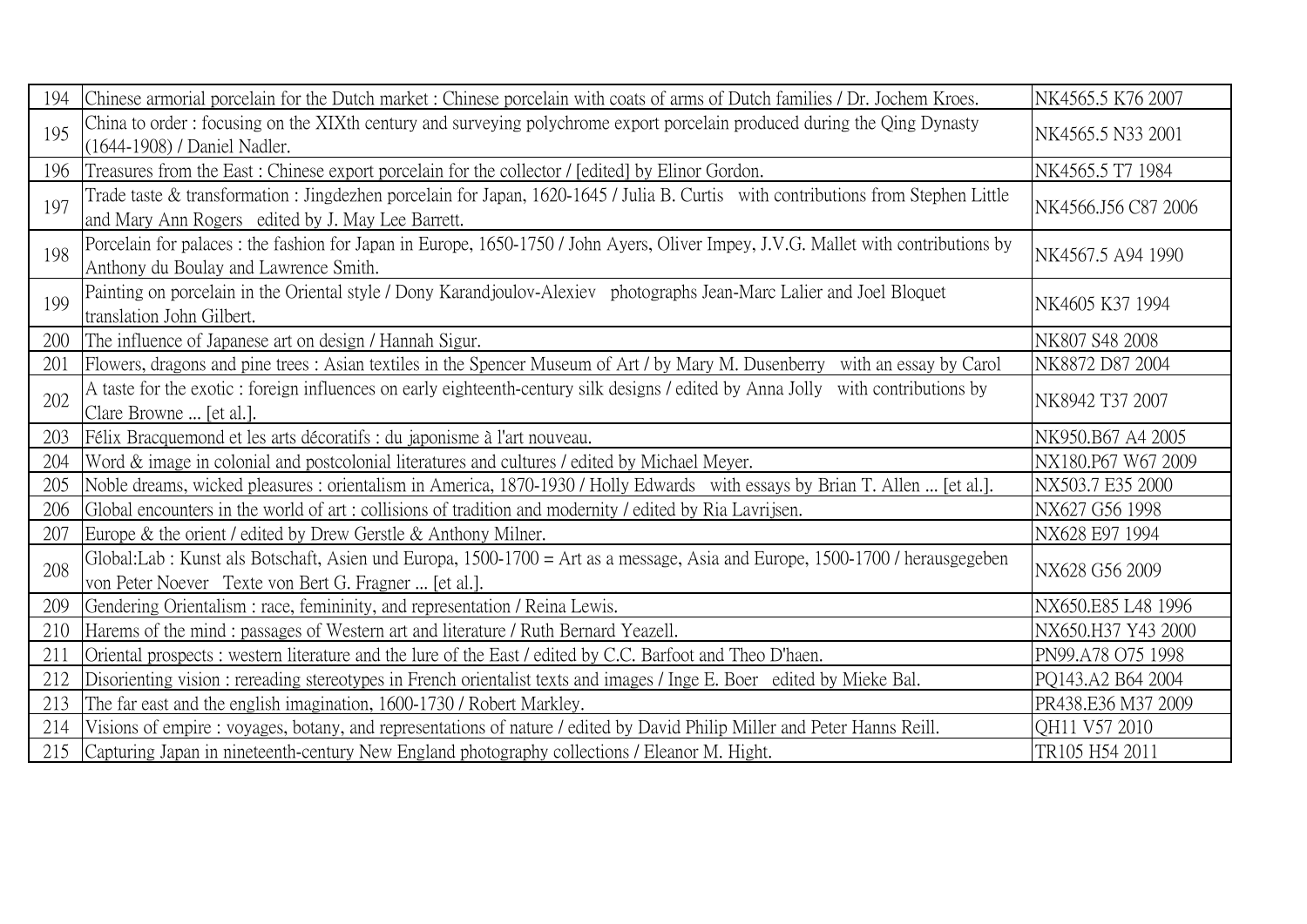| | | |
|---|---|---|
| 194 | Chinese armorial porcelain for the Dutch market : Chinese porcelain with coats of arms of Dutch families / Dr. Jochem Kroes. | NK4565.5 K76 2007 |
| 195 | China to order : focusing on the XIXth century and surveying polychrome export porcelain produced during the Qing Dynasty (1644-1908) / Daniel Nadler. | NK4565.5 N33 2001 |
| 196 | Treasures from the East : Chinese export porcelain for the collector / [edited] by Elinor Gordon. | NK4565.5 T7 1984 |
| 197 | Trade taste & transformation : Jingdezhen porcelain for Japan, 1620-1645 / Julia B. Curtis with contributions from Stephen Little and Mary Ann Rogers edited by J. May Lee Barrett. | NK4566.J56 C87 2006 |
| 198 | Porcelain for palaces : the fashion for Japan in Europe, 1650-1750 / John Ayers, Oliver Impey, J.V.G. Mallet with contributions by Anthony du Boulay and Lawrence Smith. | NK4567.5 A94 1990 |
| 199 | Painting on porcelain in the Oriental style / Dony Karandjoulov-Alexiev photographs Jean-Marc Lalier and Joel Bloquet translation John Gilbert. | NK4605 K37 1994 |
| 200 | The influence of Japanese art on design / Hannah Sigur. | NK807 S48 2008 |
| 201 | Flowers, dragons and pine trees : Asian textiles in the Spencer Museum of Art / by Mary M. Dusenberry with an essay by Carol | NK8872 D87 2004 |
| 202 | A taste for the exotic : foreign influences on early eighteenth-century silk designs / edited by Anna Jolly with contributions by Clare Browne ... [et al.]. | NK8942 T37 2007 |
| 203 | Félix Bracquemond et les arts décoratifs : du japonisme à l'art nouveau. | NK950.B67 A4 2005 |
| 204 | Word & image in colonial and postcolonial literatures and cultures / edited by Michael Meyer. | NX180.P67 W67 2009 |
| 205 | Noble dreams, wicked pleasures : orientalism in America, 1870-1930 / Holly Edwards with essays by Brian T. Allen ... [et al.]. | NX503.7 E35 2000 |
| 206 | Global encounters in the world of art : collisions of tradition and modernity / edited by Ria Lavrijsen. | NX627 G56 1998 |
| 207 | Europe & the orient / edited by Drew Gerstle & Anthony Milner. | NX628 E97 1994 |
| 208 | Global:Lab : Kunst als Botschaft, Asien und Europa, 1500-1700 = Art as a message, Asia and Europe, 1500-1700 / herausgegeben von Peter Noever Texte von Bert G. Fragner ... [et al.]. | NX628 G56 2009 |
| 209 | Gendering Orientalism : race, femininity, and representation / Reina Lewis. | NX650.E85 L48 1996 |
| 210 | Harems of the mind : passages of Western art and literature / Ruth Bernard Yeazell. | NX650.H37 Y43 2000 |
| 211 | Oriental prospects : western literature and the lure of the East / edited by C.C. Barfoot and Theo D'haen. | PN99.A78 O75 1998 |
| 212 | Disorienting vision : rereading stereotypes in French orientalist texts and images / Inge E. Boer edited by Mieke Bal. | PQ143.A2 B64 2004 |
| 213 | The far east and the english imagination, 1600-1730 / Robert Markley. | PR438.E36 M37 2009 |
| 214 | Visions of empire : voyages, botany, and representations of nature / edited by David Philip Miller and Peter Hanns Reill. | QH11 V57 2010 |
| 215 | Capturing Japan in nineteenth-century New England photography collections / Eleanor M. Hight. | TR105 H54 2011 |